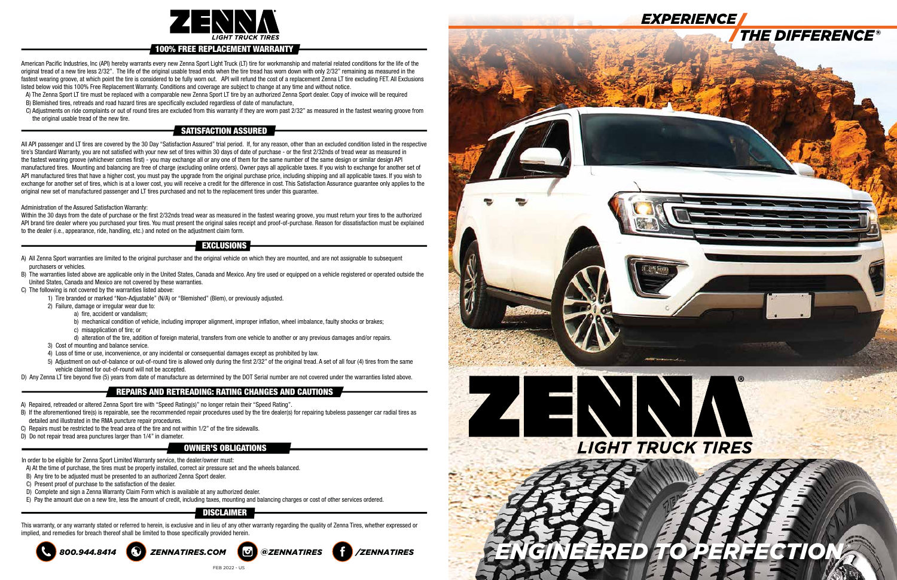# ZENNA LIGHT TRUCK TIRES

## 100% FREE REPLACEMENT WARRANTY

American Pacific Industries, Inc (API) hereby warrants every new Zenna Sport Light Truck (LT) tire for workmanship and material related conditions for the life of the original tread of a new tire less 2/32". The life of the original usable tread ends when the tire tread has worn down with only 2/32" remaining as measured in the fastest wearing groove, at which point the tire is considered to be fully worn out. API will refund the cost of a replacement Zenna LT tire excluding FET. All Exclusions listed below void this 100% Free Replacement Warranty. Conditions and coverage are subject to change at any time and without notice.

A) The Zenna Sport LT tire must be replaced with a comparable new Zenna Sport LT tire by an authorized Zenna Sport dealer. Copy of invoice will be required

B) Blemished tires, retreads and road hazard tires are specifically excluded regardless of date of manufacture,

C) Adjustments on ride complaints or out of round tires are excluded from this warranty if they are worn past 2/32" as measured in the fastest wearing groove from the original usable tread of the new tire.

## SATISFACTION ASSURED

All API passenger and LT tires are covered by the 30 Day "Satisfaction Assured" trial period. If, for any reason, other than an excluded condition listed in the respective tire's Standard Warranty, you are not satisfied with your new set of tires within 30 days of date of purchase - or the first 2/32nds of tread wear as measured in the fastest wearing groove (whichever comes first) - you may exchange all or any one of them for the same number of the same design or similar design API manufactured tires. Mounting and balancing are free of charge (excluding online orders). Owner pays all applicable taxes. If you wish to exchange for another set of API manufactured tires that have a higher cost, you must pay the upgrade from the original purchase price, including shipping and all applicable taxes. If you wish to exchange for another set of tires, which is at a lower cost, you will receive a credit for the difference in cost. This Satisfaction Assurance guarantee only applies to the original new set of manufactured passenger and LT tires purchased and not to the replacement tires under this guarantee.

Administration of the Assured Satisfaction Warranty:

Within the 30 days from the date of purchase or the first 2/32nds tread wear as measured in the fastest wearing groove, you must return your tires to the authorized API brand tire dealer where you purchased your tires. You must present the original sales receipt and proof-of-purchase. Reason for dissatisfaction must be explained to the dealer (i.e., appearance, ride, handling, etc.) and noted on the adjustment claim form.

## EXCLUSIONS

A) All Zenna Sport warranties are limited to the original purchaser and the original vehicle on which they are mounted, and are not assignable to subsequent purchasers or vehicles.

B) The warranties listed above are applicable only in the United States, Canada and Mexico. Any tire used or equipped on a vehicle registered or operated outside the United States, Canada and Mexico are not covered by these warranties.

C) The following is not covered by the warranties listed above:

1) Tire branded or marked "Non-Adjustable" (N/A) or "Blemished" (Blem), or previously adjusted.
2) Failure, damage or irregular wear due to:
   a) fire, accident or vandalism;
   b) mechanical condition of vehicle, including improper alignment, improper inflation, wheel imbalance, faulty shocks or brakes;
   c) misapplication of tire; or
   d) alteration of the tire, addition of foreign material, transfers from one vehicle to another or any previous damages and/or repairs.
3) Cost of mounting and balance service.
4) Loss of time or use, inconvenience, or any incidental or consequential damages except as prohibited by law.
5) Adjustment on out-of-balance or out-of-round tire is allowed only during the first 2/32" of the original tread. A set of all four (4) tires from the same vehicle claimed for out-of-round will not be accepted.

D) Any Zenna LT tire beyond five (5) years from date of manufacture as determined by the DOT Serial number are not covered under the warranties listed above.

## REPAIRS AND RETREADING: RATING CHANGES AND CAUTIONS

A) Repaired, retreaded or altered Zenna Sport tire with "Speed Rating(s)" no longer retain their "Speed Rating".

B) If the aforementioned tire(s) is repairable, see the recommended repair procedures used by the tire dealer(s) for repairing tubeless passenger car radial tires as detailed and illustrated in the RMA puncture repair procedures.

C) Repairs must be restricted to the tread area of the tire and not within 1/2" of the tire sidewalls.

D) Do not repair tread area punctures larger than 1/4" in diameter.

## OWNER'S OBLIGATIONS

In order to be eligible for Zenna Sport Limited Warranty service, the dealer/owner must:

A) At the time of purchase, the tires must be properly installed, correct air pressure set and the wheels balanced.

B) Any tire to be adjusted must be presented to an authorized Zenna Sport dealer.

C) Present proof of purchase to the satisfaction of the dealer.

D) Complete and sign a Zenna Warranty Claim Form which is available at any authorized dealer.

E) Pay the amount due on a new tire, less the amount of credit, including taxes, mounting and balancing charges or cost of other services ordered.

## DISCLAIMER

This warranty, or any warranty stated or referred to herein, is exclusive and in lieu of any other warranty regarding the quality of Zenna Tires, whether expressed or implied, and remedies for breach thereof shall be limited to those specifically provided herein.

800.944.8414 | ZENNATIRES.COM | @ZENNATIRES | /ZENNATIRES

FEB 2022 - US

# EXPERIENCE THE DIFFERENCE®

# ZENNA® LIGHT TRUCK TIRES

ENGINEERED TO PERFECTION®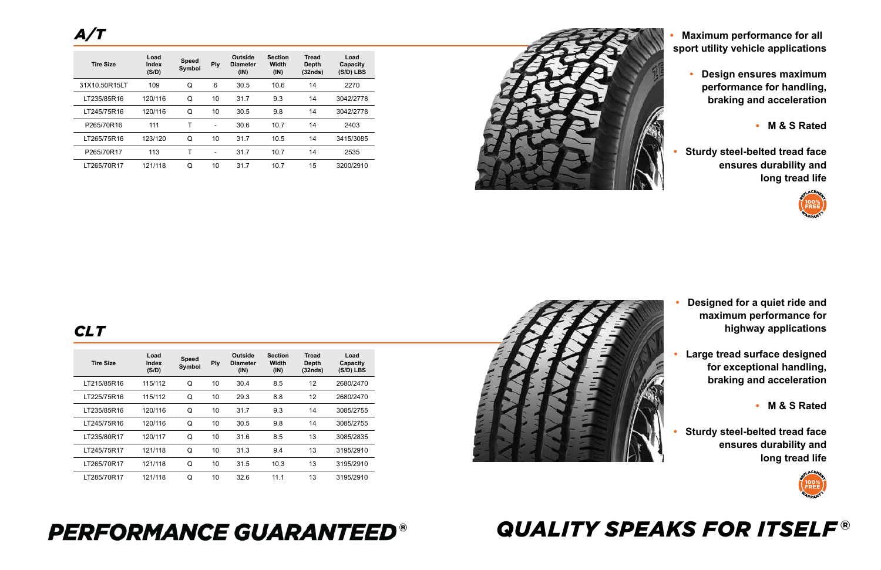## A/T

| Tire Size | Load Index (S/D) | Speed Symbol | Ply | Outside Diameter (IN) | Section Width (IN) | Tread Depth (32nds) | Load Capacity (S/D) LBS |
|---|---|---|---|---|---|---|---|
| 31X10.50R15LT | 109 | Q | 6 | 30.5 | 10.6 | 14 | 2270 |
| LT235/85R16 | 120/116 | Q | 10 | 31.7 | 9.3 | 14 | 3042/2778 |
| LT245/75R16 | 120/116 | Q | 10 | 30.5 | 9.8 | 14 | 3042/2778 |
| P265/70R16 | 111 | T | - | 30.6 | 10.7 | 14 | 2403 |
| LT265/75R16 | 123/120 | Q | 10 | 31.7 | 10.5 | 14 | 3415/3085 |
| P265/70R17 | 113 | T | - | 31.7 | 10.7 | 14 | 2535 |
| LT265/70R17 | 121/118 | Q | 10 | 31.7 | 10.7 | 15 | 3200/2910 |

- **Maximum performance for all sport utility vehicle applications**
- **Design ensures maximum performance for handling, braking and acceleration**
- **M & S Rated**
- **Sturdy steel-belted tread face ensures durability and long tread life**

REPLACEMENT 100% FREE WARRANTY

## CLT

| Tire Size | Load Index (S/D) | Speed Symbol | Ply | Outside Diameter (IN) | Section Width (IN) | Tread Depth (32nds) | Load Capacity (S/D) LBS |
|---|---|---|---|---|---|---|---|
| LT215/85R16 | 115/112 | Q | 10 | 30.4 | 8.5 | 12 | 2680/2470 |
| LT225/75R16 | 115/112 | Q | 10 | 29.3 | 8.8 | 12 | 2680/2470 |
| LT235/85R16 | 120/116 | Q | 10 | 31.7 | 9.3 | 14 | 3085/2755 |
| LT245/75R16 | 120/116 | Q | 10 | 30.5 | 9.8 | 14 | 3085/2755 |
| LT235/80R17 | 120/117 | Q | 10 | 31.6 | 8.5 | 13 | 3085/2835 |
| LT245/75R17 | 121/118 | Q | 10 | 31.3 | 9.4 | 13 | 3195/2910 |
| LT265/70R17 | 121/118 | Q | 10 | 31.5 | 10.3 | 13 | 3195/2910 |
| LT285/70R17 | 121/118 | Q | 10 | 32.6 | 11.1 | 13 | 3195/2910 |

- **Designed for a quiet ride and maximum performance for highway applications**
- **Large tread surface designed for exceptional handling, braking and acceleration**
- **M & S Rated**
- **Sturdy steel-belted tread face ensures durability and long tread life**

REPLACEMENT 100% FREE WARRANTY

**PERFORMANCE GUARANTEED®**

**QUALITY SPEAKS FOR ITSELF®**